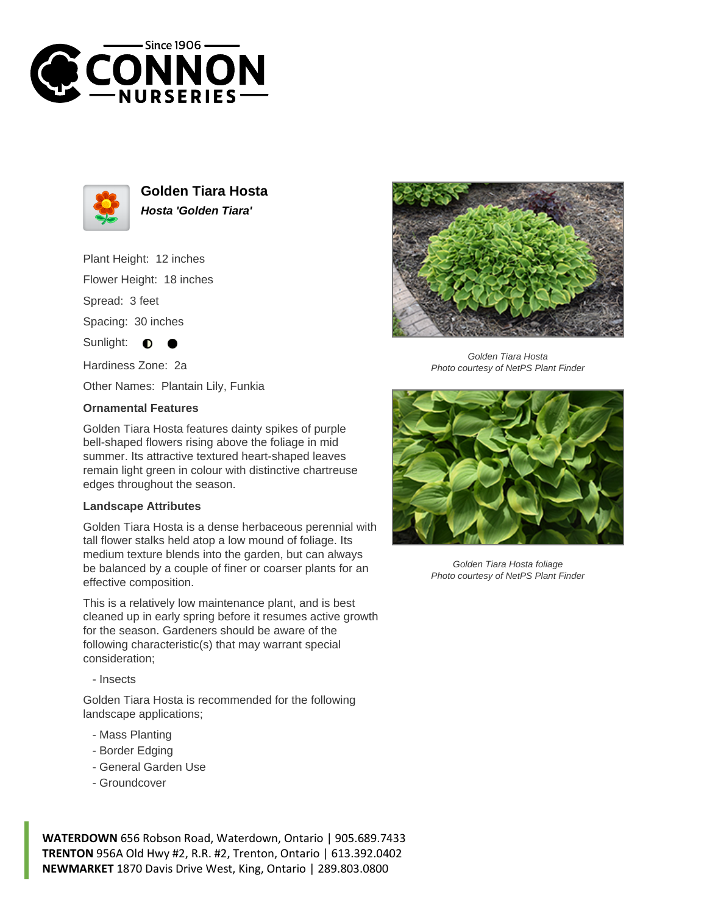# Golden Tiara Hosta

***Hosta 'Golden Tiara'***

Plant Height: 12 inches

Flower Height: 18 inches

Spread: 3 feet

Spacing: 30 inches

Sunlight: ◐ ●

Hardiness Zone: 2a

Other Names: Plantain Lily, Funkia

### Ornamental Features

Golden Tiara Hosta features dainty spikes of purple bell-shaped flowers rising above the foliage in mid summer. Its attractive textured heart-shaped leaves remain light green in colour with distinctive chartreuse edges throughout the season.

### Landscape Attributes

Golden Tiara Hosta is a dense herbaceous perennial with tall flower stalks held atop a low mound of foliage. Its medium texture blends into the garden, but can always be balanced by a couple of finer or coarser plants for an effective composition.

This is a relatively low maintenance plant, and is best cleaned up in early spring before it resumes active growth for the season. Gardeners should be aware of the following characteristic(s) that may warrant special consideration;

- Insects

Golden Tiara Hosta is recommended for the following landscape applications;

- Mass Planting
- Border Edging
- General Garden Use
- Groundcover

*Golden Tiara Hosta*
*Photo courtesy of NetPS Plant Finder*

*Golden Tiara Hosta foliage*
*Photo courtesy of NetPS Plant Finder*

**WATERDOWN** 656 Robson Road, Waterdown, Ontario | 905.689.7433
**TRENTON** 956A Old Hwy #2, R.R. #2, Trenton, Ontario | 613.392.0402
**NEWMARKET** 1870 Davis Drive West, King, Ontario | 289.803.0800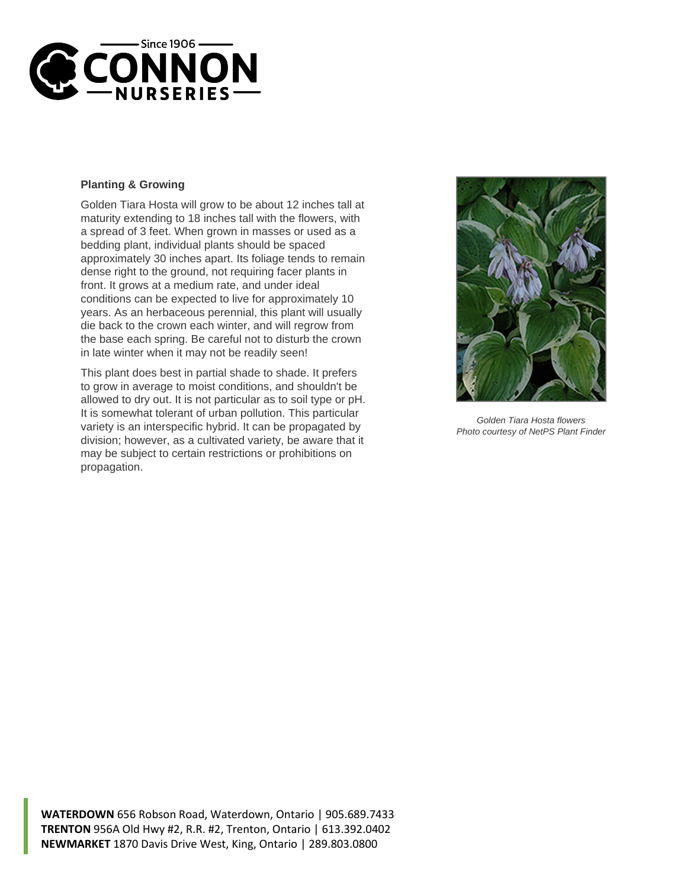### Planting & Growing

Golden Tiara Hosta will grow to be about 12 inches tall at maturity extending to 18 inches tall with the flowers, with a spread of 3 feet. When grown in masses or used as a bedding plant, individual plants should be spaced approximately 30 inches apart. Its foliage tends to remain dense right to the ground, not requiring facer plants in front. It grows at a medium rate, and under ideal conditions can be expected to live for approximately 10 years. As an herbaceous perennial, this plant will usually die back to the crown each winter, and will regrow from the base each spring. Be careful not to disturb the crown in late winter when it may not be readily seen!

This plant does best in partial shade to shade. It prefers to grow in average to moist conditions, and shouldn't be allowed to dry out. It is not particular as to soil type or pH. It is somewhat tolerant of urban pollution. This particular variety is an interspecific hybrid. It can be propagated by division; however, as a cultivated variety, be aware that it may be subject to certain restrictions or prohibitions on propagation.

*Golden Tiara Hosta flowers*
*Photo courtesy of NetPS Plant Finder*

**WATERDOWN** 656 Robson Road, Waterdown, Ontario | 905.689.7433
**TRENTON** 956A Old Hwy #2, R.R. #2, Trenton, Ontario | 613.392.0402
**NEWMARKET** 1870 Davis Drive West, King, Ontario | 289.803.0800